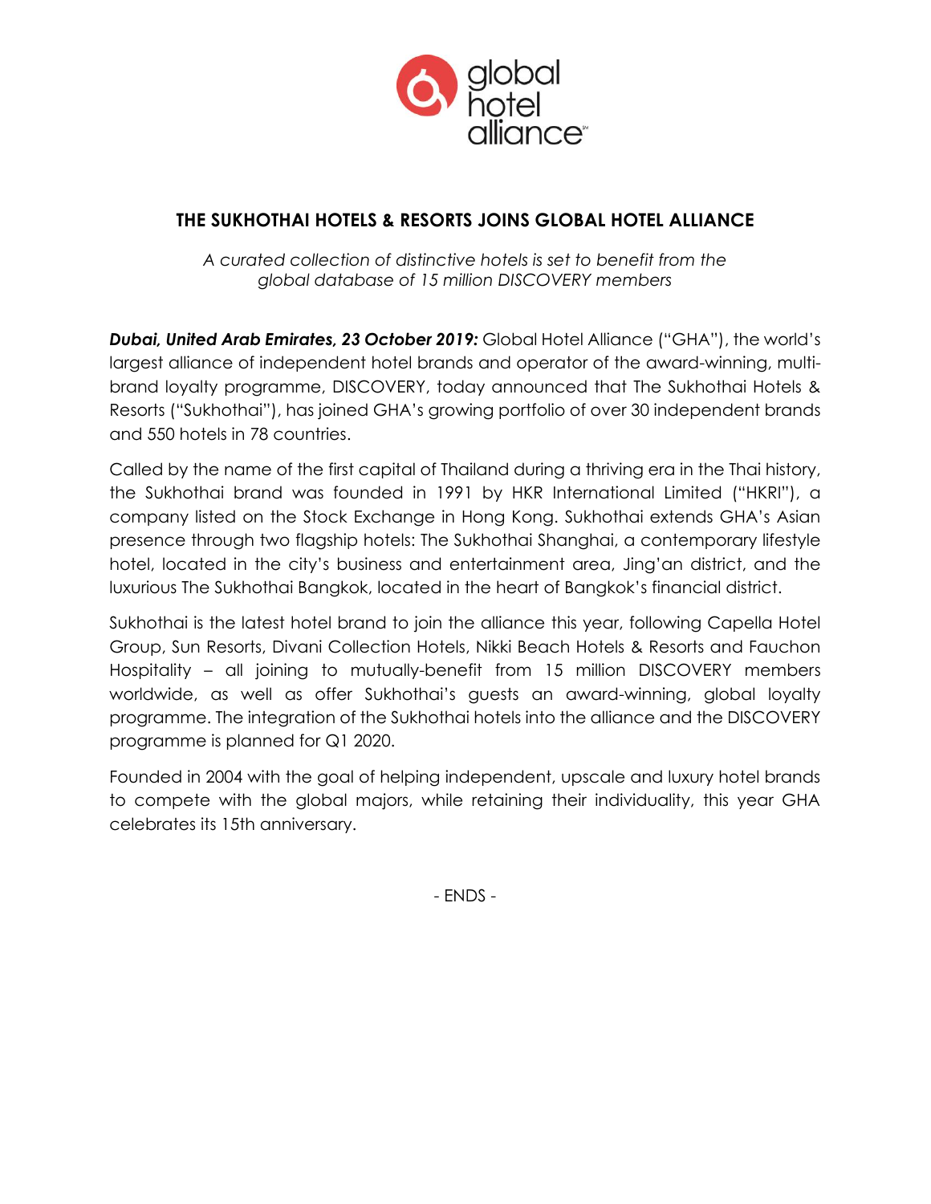# THE SUKHOTHAI HOTELS & RESORTS JOINS GLOBAL HOTEL ALLIANCE

*A curated collection of distinctive hotels is set to benefit from the global database of 15 million DISCOVERY members*

***Dubai, United Arab Emirates, 23 October 2019:*** Global Hotel Alliance ("GHA"), the world's largest alliance of independent hotel brands and operator of the award-winning, multi-brand loyalty programme, DISCOVERY, today announced that The Sukhothai Hotels & Resorts ("Sukhothai"), has joined GHA's growing portfolio of over 30 independent brands and 550 hotels in 78 countries.

Called by the name of the first capital of Thailand during a thriving era in the Thai history, the Sukhothai brand was founded in 1991 by HKR International Limited ("HKRI"), a company listed on the Stock Exchange in Hong Kong. Sukhothai extends GHA's Asian presence through two flagship hotels: The Sukhothai Shanghai, a contemporary lifestyle hotel, located in the city's business and entertainment area, Jing'an district, and the luxurious The Sukhothai Bangkok, located in the heart of Bangkok's financial district.

Sukhothai is the latest hotel brand to join the alliance this year, following Capella Hotel Group, Sun Resorts, Divani Collection Hotels, Nikki Beach Hotels & Resorts and Fauchon Hospitality – all joining to mutually-benefit from 15 million DISCOVERY members worldwide, as well as offer Sukhothai's guests an award-winning, global loyalty programme. The integration of the Sukhothai hotels into the alliance and the DISCOVERY programme is planned for Q1 2020.

Founded in 2004 with the goal of helping independent, upscale and luxury hotel brands to compete with the global majors, while retaining their individuality, this year GHA celebrates its 15th anniversary.

- ENDS -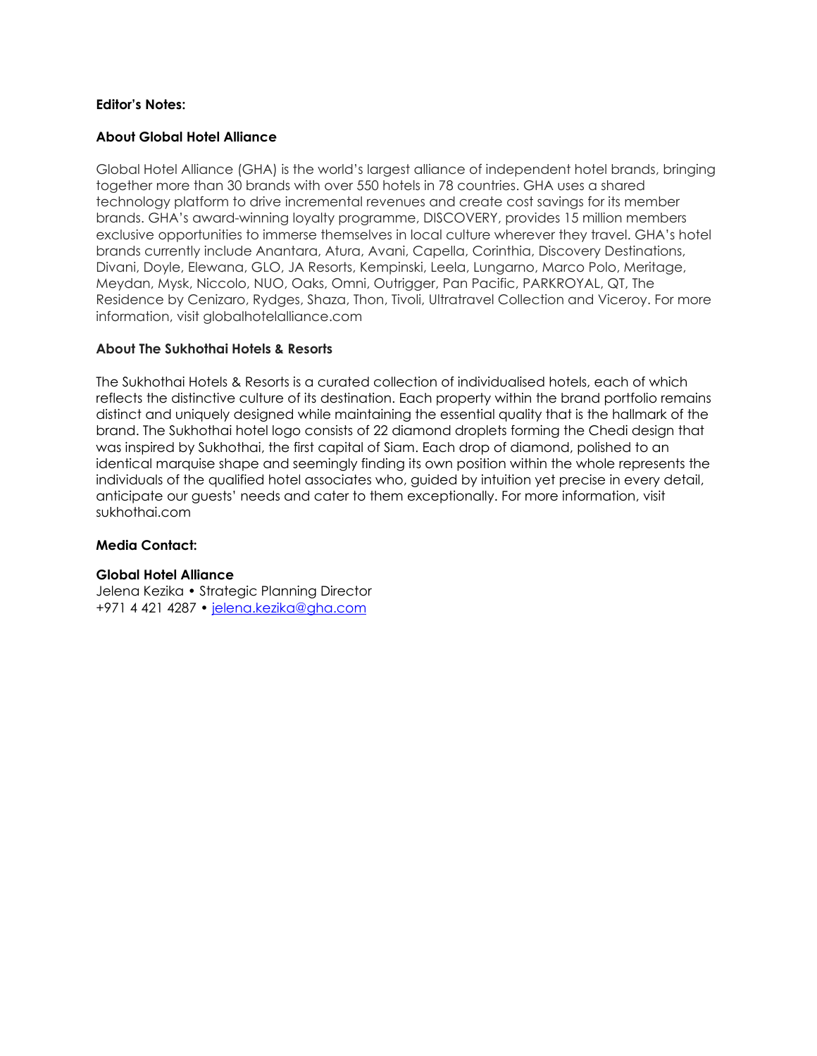**Editor's Notes:**

**About Global Hotel Alliance**

Global Hotel Alliance (GHA) is the world's largest alliance of independent hotel brands, bringing together more than 30 brands with over 550 hotels in 78 countries. GHA uses a shared technology platform to drive incremental revenues and create cost savings for its member brands. GHA's award-winning loyalty programme, DISCOVERY, provides 15 million members exclusive opportunities to immerse themselves in local culture wherever they travel. GHA's hotel brands currently include Anantara, Atura, Avani, Capella, Corinthia, Discovery Destinations, Divani, Doyle, Elewana, GLO, JA Resorts, Kempinski, Leela, Lungarno, Marco Polo, Meritage, Meydan, Mysk, Niccolo, NUO, Oaks, Omni, Outrigger, Pan Pacific, PARKROYAL, QT, The Residence by Cenizaro, Rydges, Shaza, Thon, Tivoli, Ultratravel Collection and Viceroy. For more information, visit globalhotelalliance.com

**About The Sukhothai Hotels & Resorts**

The Sukhothai Hotels & Resorts is a curated collection of individualised hotels, each of which reflects the distinctive culture of its destination. Each property within the brand portfolio remains distinct and uniquely designed while maintaining the essential quality that is the hallmark of the brand. The Sukhothai hotel logo consists of 22 diamond droplets forming the Chedi design that was inspired by Sukhothai, the first capital of Siam. Each drop of diamond, polished to an identical marquise shape and seemingly finding its own position within the whole represents the individuals of the qualified hotel associates who, guided by intuition yet precise in every detail, anticipate our guests' needs and cater to them exceptionally. For more information, visit sukhothai.com

**Media Contact:**

**Global Hotel Alliance**
Jelena Kezika • Strategic Planning Director
+971 4 421 4287 • jelena.kezika@gha.com